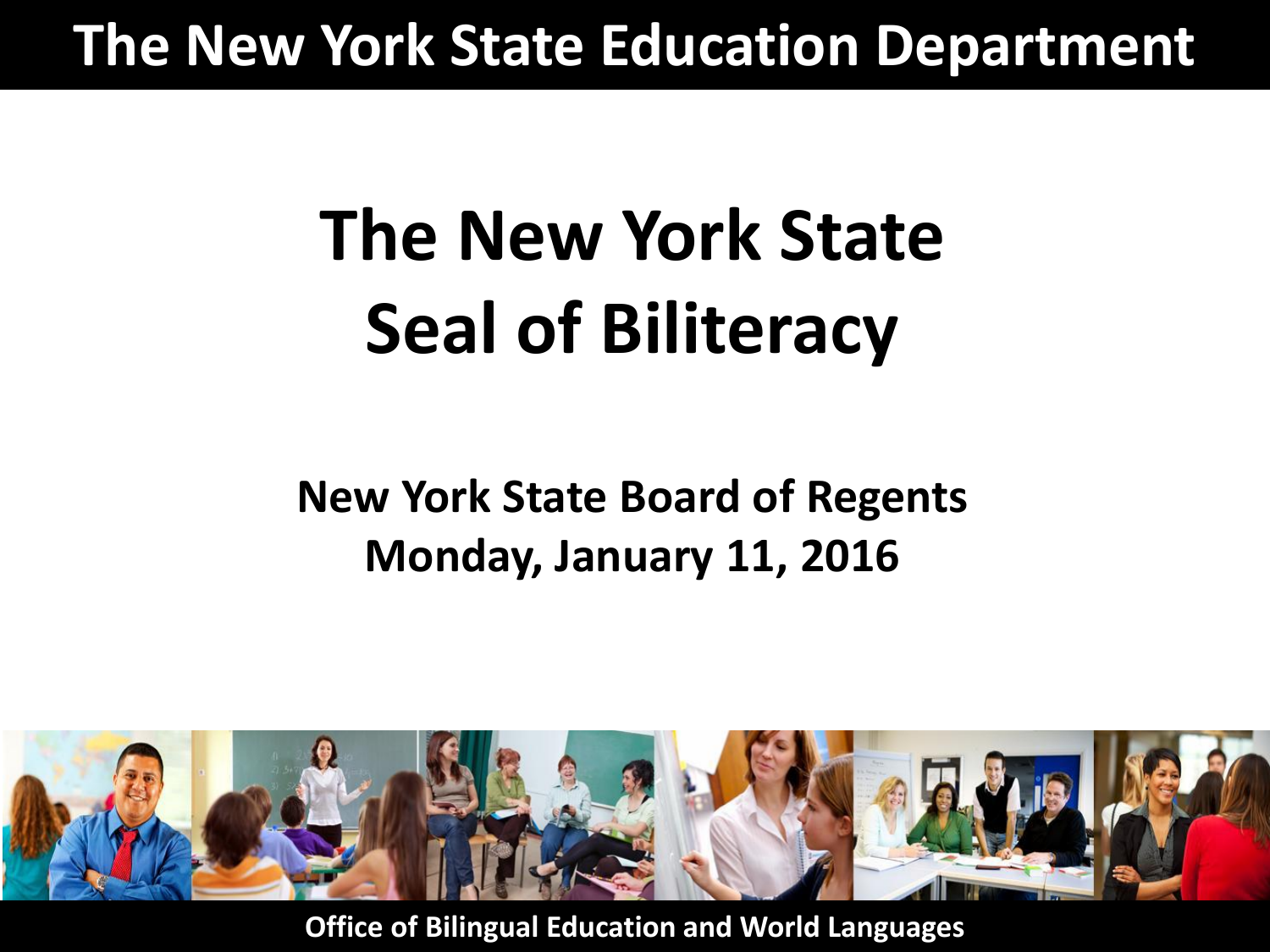The New York State Education Department

# The New York State Seal of Biliteracy

**New York State Board of Regents**
**Monday, January 11, 2016**

**Office of Bilingual Education and World Languages**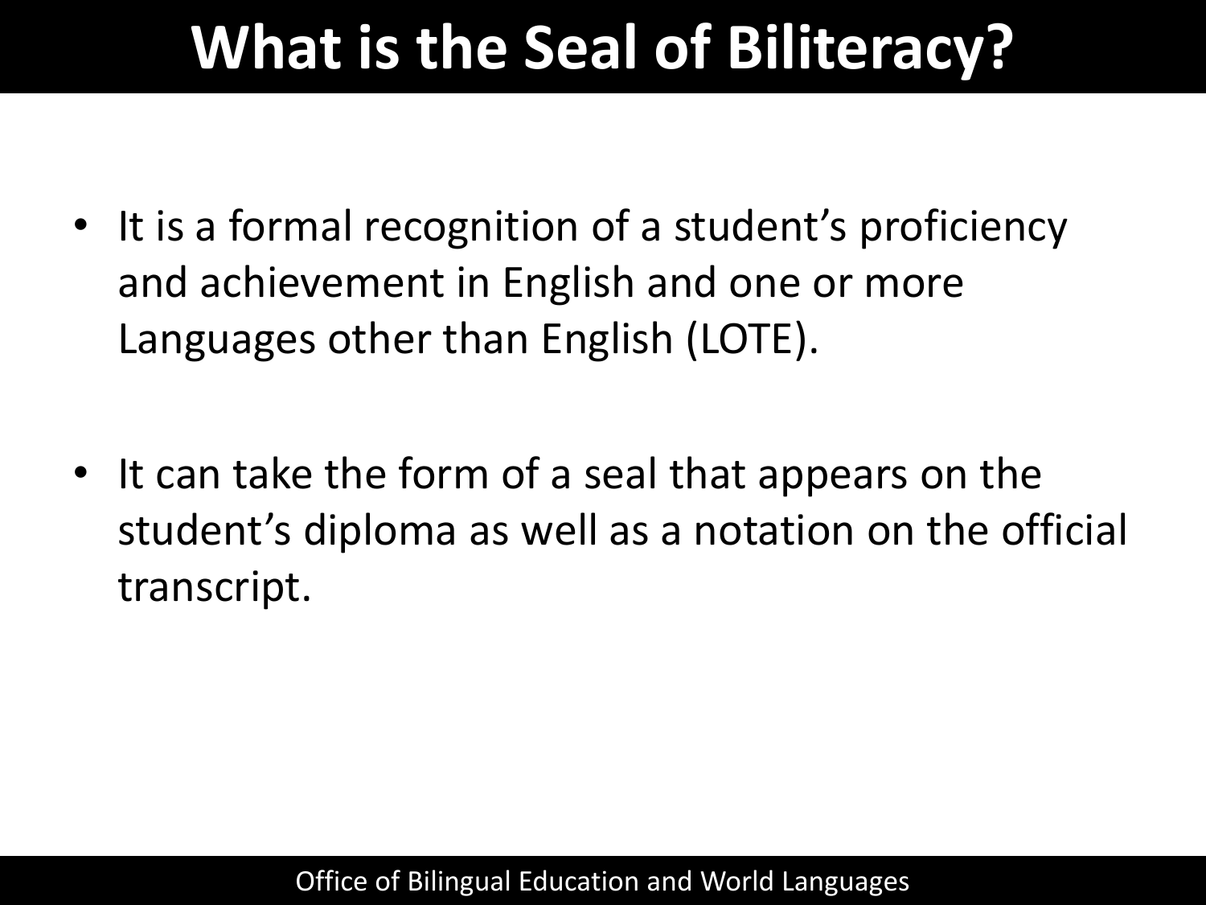# What is the Seal of Biliteracy?

- It is a formal recognition of a student's proficiency and achievement in English and one or more Languages other than English (LOTE).
- It can take the form of a seal that appears on the student's diploma as well as a notation on the official transcript.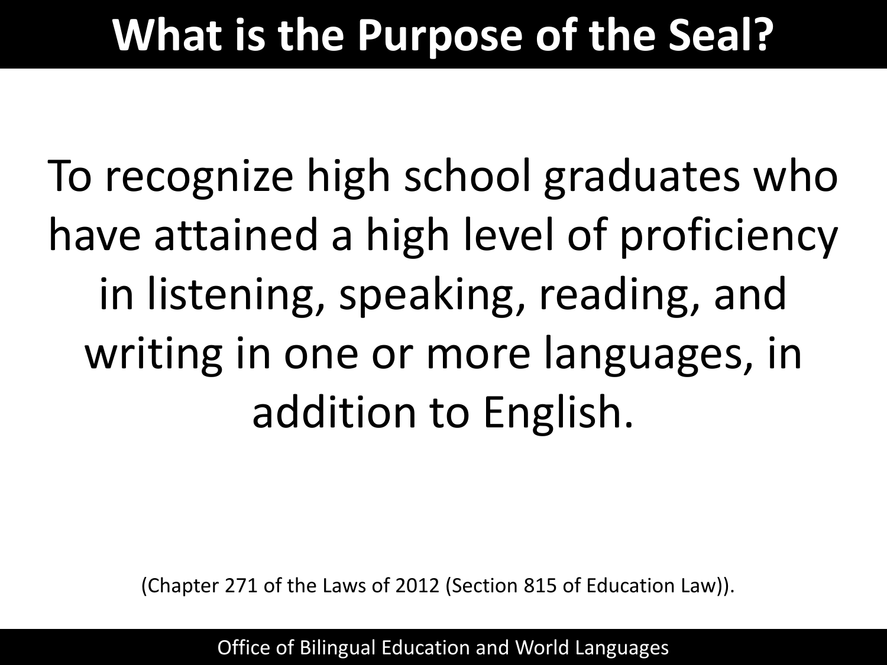# What is the Purpose of the Seal?

To recognize high school graduates who have attained a high level of proficiency in listening, speaking, reading, and writing in one or more languages, in addition to English.

(Chapter 271 of the Laws of 2012 (Section 815 of Education Law)).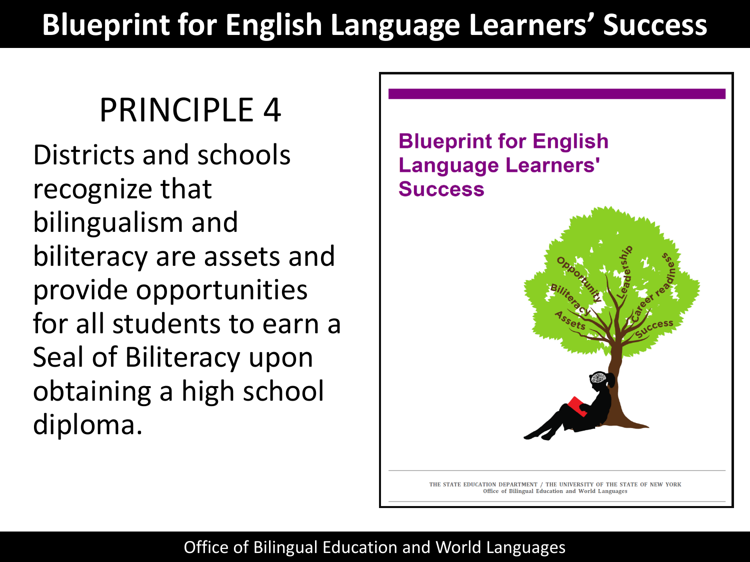# Blueprint for English Language Learners' Success

## PRINCIPLE 4

Districts and schools recognize that bilingualism and biliteracy are assets and provide opportunities for all students to earn a Seal of Biliteracy upon obtaining a high school diploma.

**Blueprint for English Language Learners' Success**

Opportunity Biliteracy Assets Leadership Career readiness Success

THE STATE EDUCATION DEPARTMENT / THE UNIVERSITY OF THE STATE OF NEW YORK
Office of Bilingual Education and World Languages

Office of Bilingual Education and World Languages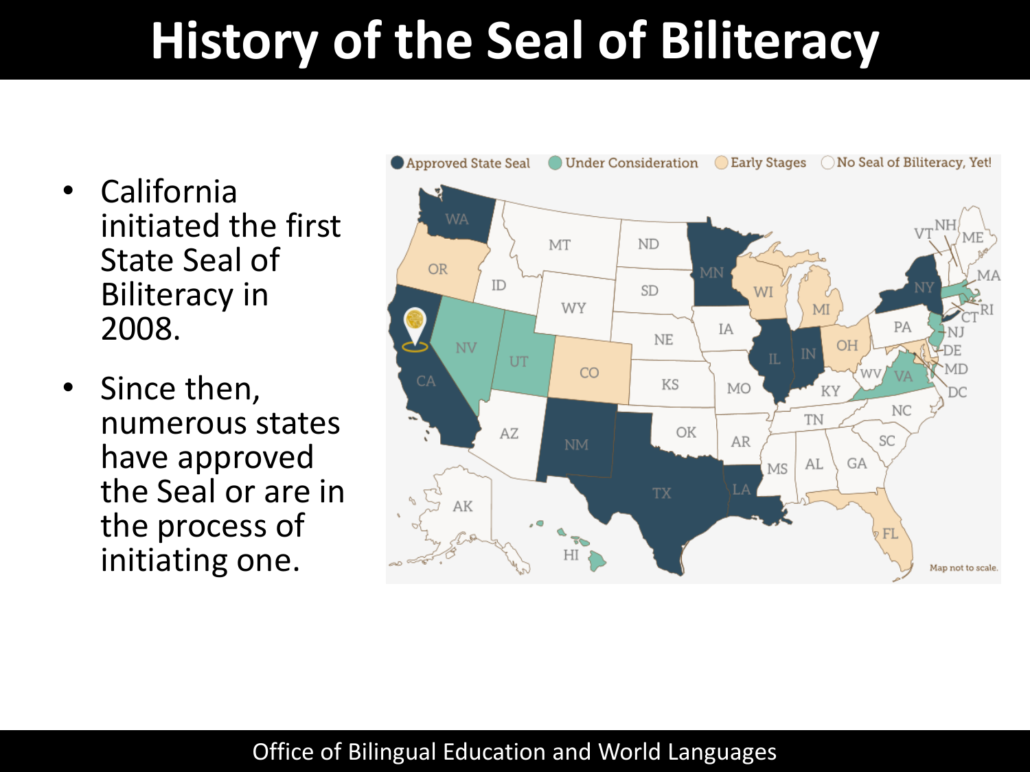# History of the Seal of Biliteracy

- California initiated the first State Seal of Biliteracy in 2008.
- Since then, numerous states have approved the Seal or are in the process of initiating one.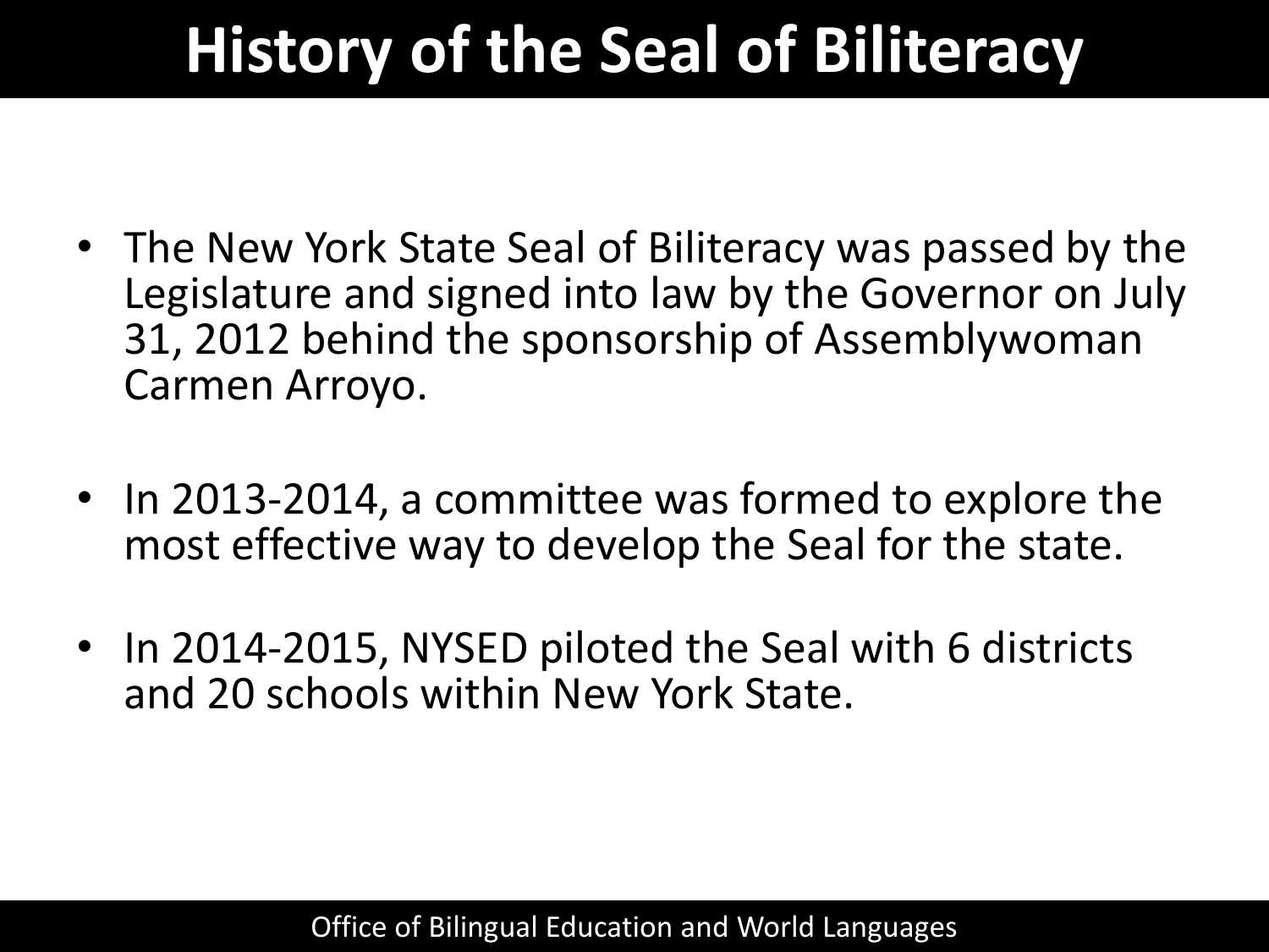# History of the Seal of Biliteracy

- The New York State Seal of Biliteracy was passed by the Legislature and signed into law by the Governor on July 31, 2012 behind the sponsorship of Assemblywoman Carmen Arroyo.

- In 2013-2014, a committee was formed to explore the most effective way to develop the Seal for the state.

- In 2014-2015, NYSED piloted the Seal with 6 districts and 20 schools within New York State.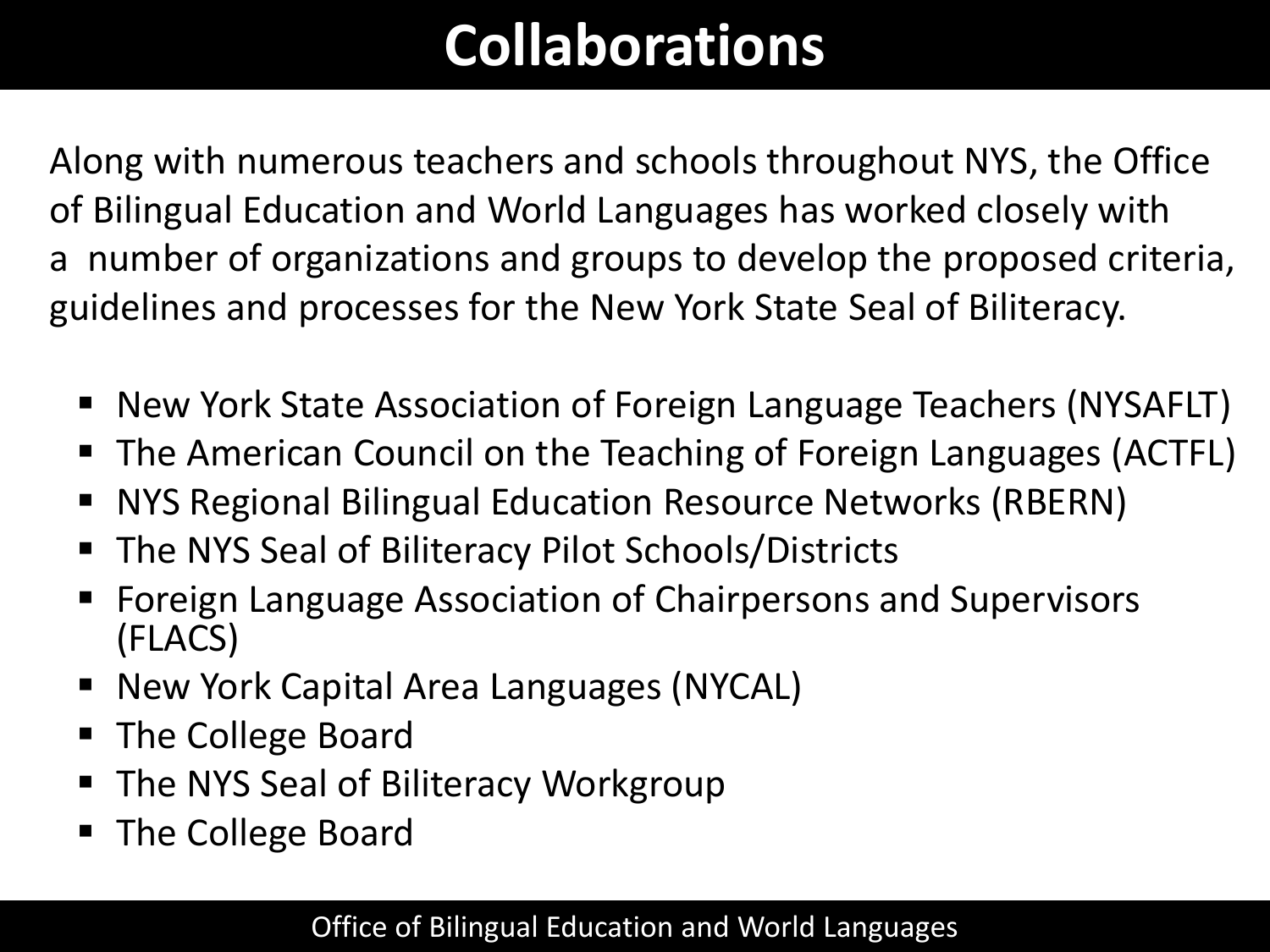# Collaborations

Along with numerous teachers and schools throughout NYS, the Office of Bilingual Education and World Languages has worked closely with a number of organizations and groups to develop the proposed criteria, guidelines and processes for the New York State Seal of Biliteracy.

- New York State Association of Foreign Language Teachers (NYSAFLT)
- The American Council on the Teaching of Foreign Languages (ACTFL)
- NYS Regional Bilingual Education Resource Networks (RBERN)
- The NYS Seal of Biliteracy Pilot Schools/Districts
- Foreign Language Association of Chairpersons and Supervisors (FLACS)
- New York Capital Area Languages (NYCAL)
- The College Board
- The NYS Seal of Biliteracy Workgroup
- The College Board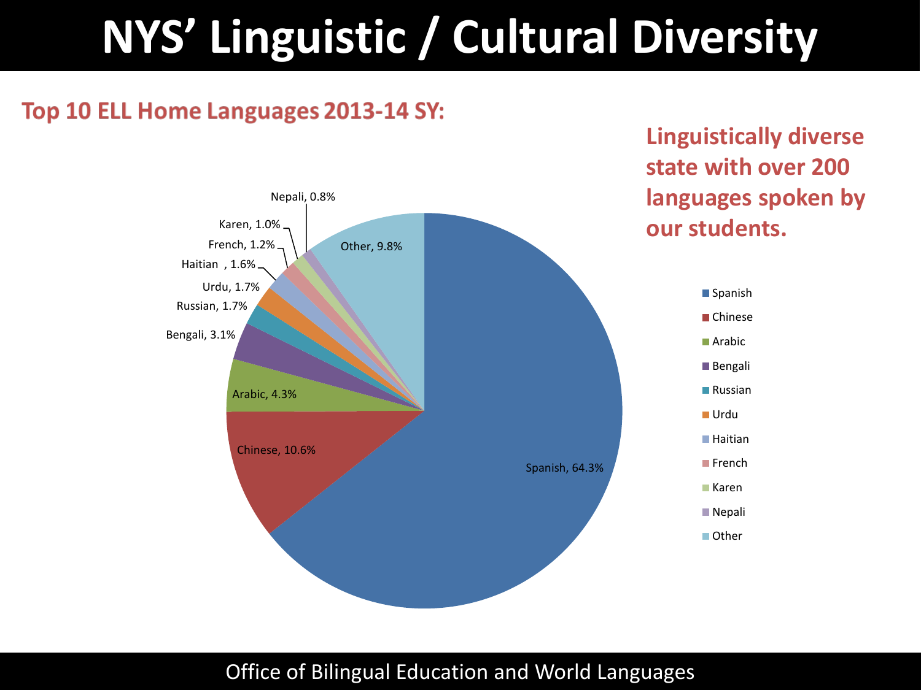# NYS' Linguistic / Cultural Diversity

## Top 10 ELL Home Languages 2013-14 SY:

**Linguistically diverse state with over 200 languages spoken by our students.**

| Language | Percentage |
| --- | --- |
| Spanish | 64.3% |
| Chinese | 10.6% |
| Arabic | 4.3% |
| Bengali | 3.1% |
| Russian | 1.7% |
| Urdu | 1.7% |
| Haitian | 1.6% |
| French | 1.2% |
| Karen | 1.0% |
| Nepali | 0.8% |
| Other | 9.8% |

Office of Bilingual Education and World Languages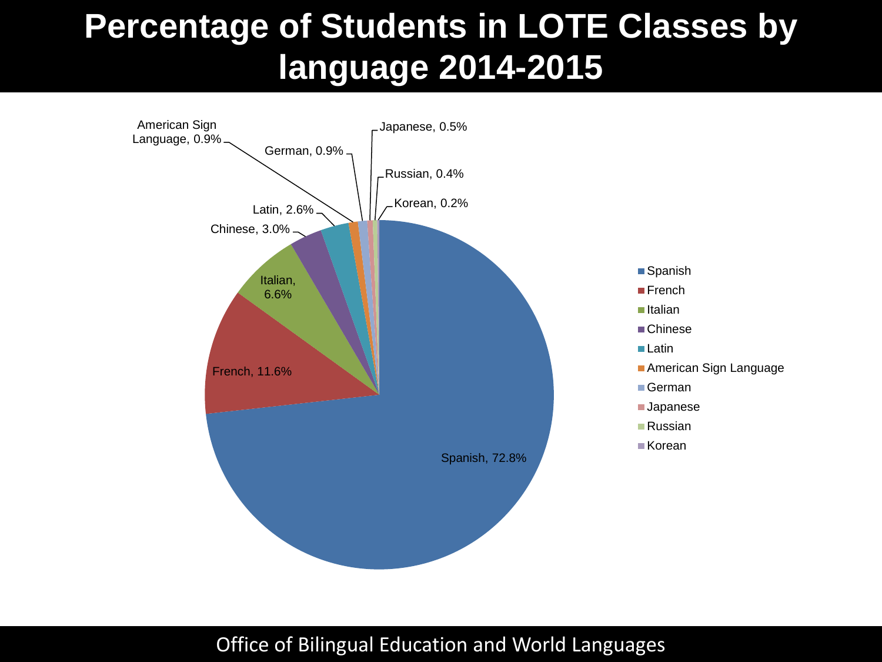# Percentage of Students in LOTE Classes by language 2014-2015

| Language | Percentage |
| --- | --- |
| Spanish | 72.8% |
| French | 11.6% |
| Italian | 6.6% |
| Chinese | 3.0% |
| Latin | 2.6% |
| American Sign Language | 0.9% |
| German | 0.9% |
| Japanese | 0.5% |
| Russian | 0.4% |
| Korean | 0.2% |

Office of Bilingual Education and World Languages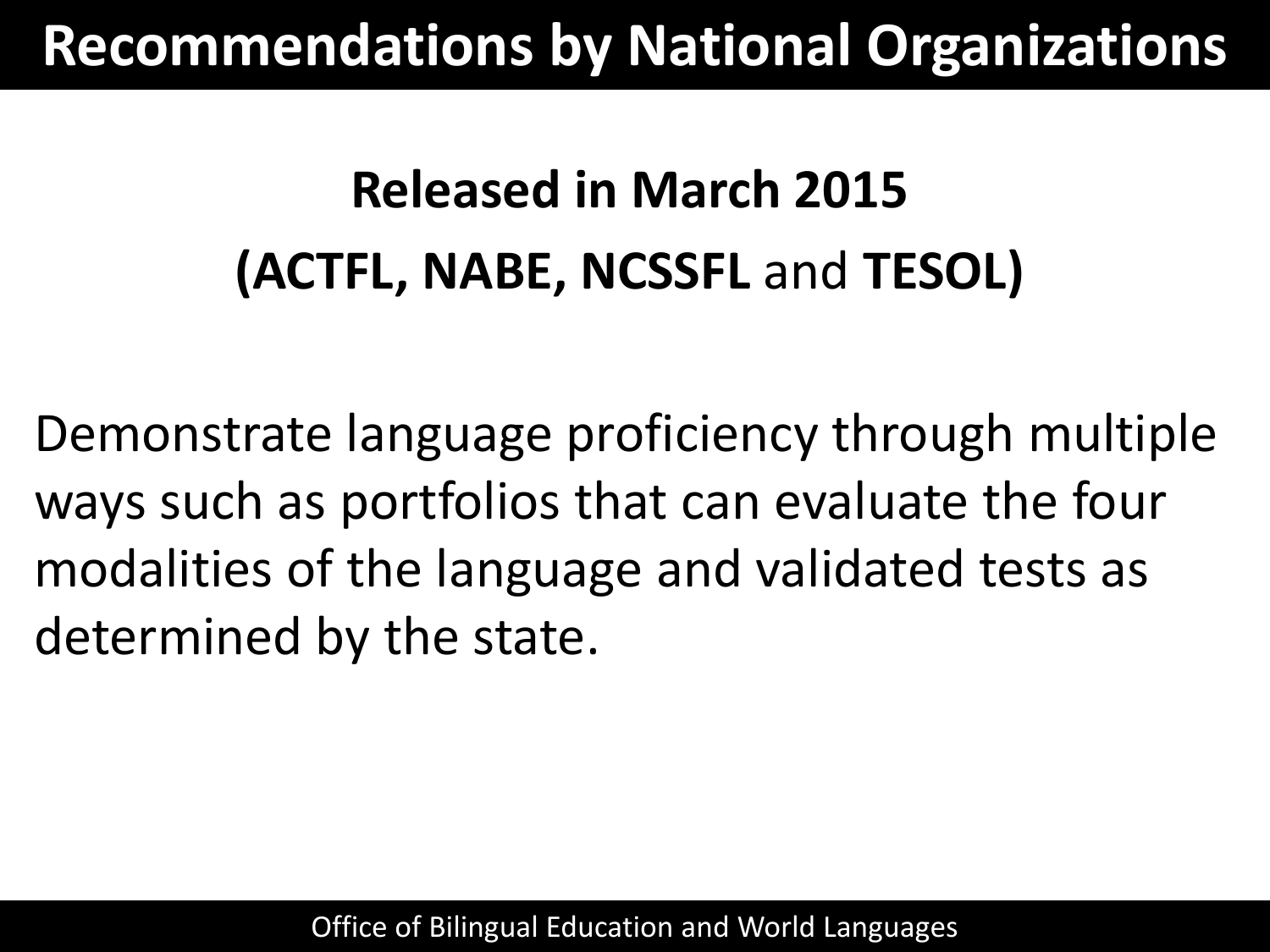# Recommendations by National Organizations

**Released in March 2015**

**(ACTFL, NABE, NCSSFL** and **TESOL)**

Demonstrate language proficiency through multiple ways such as portfolios that can evaluate the four modalities of the language and validated tests as determined by the state.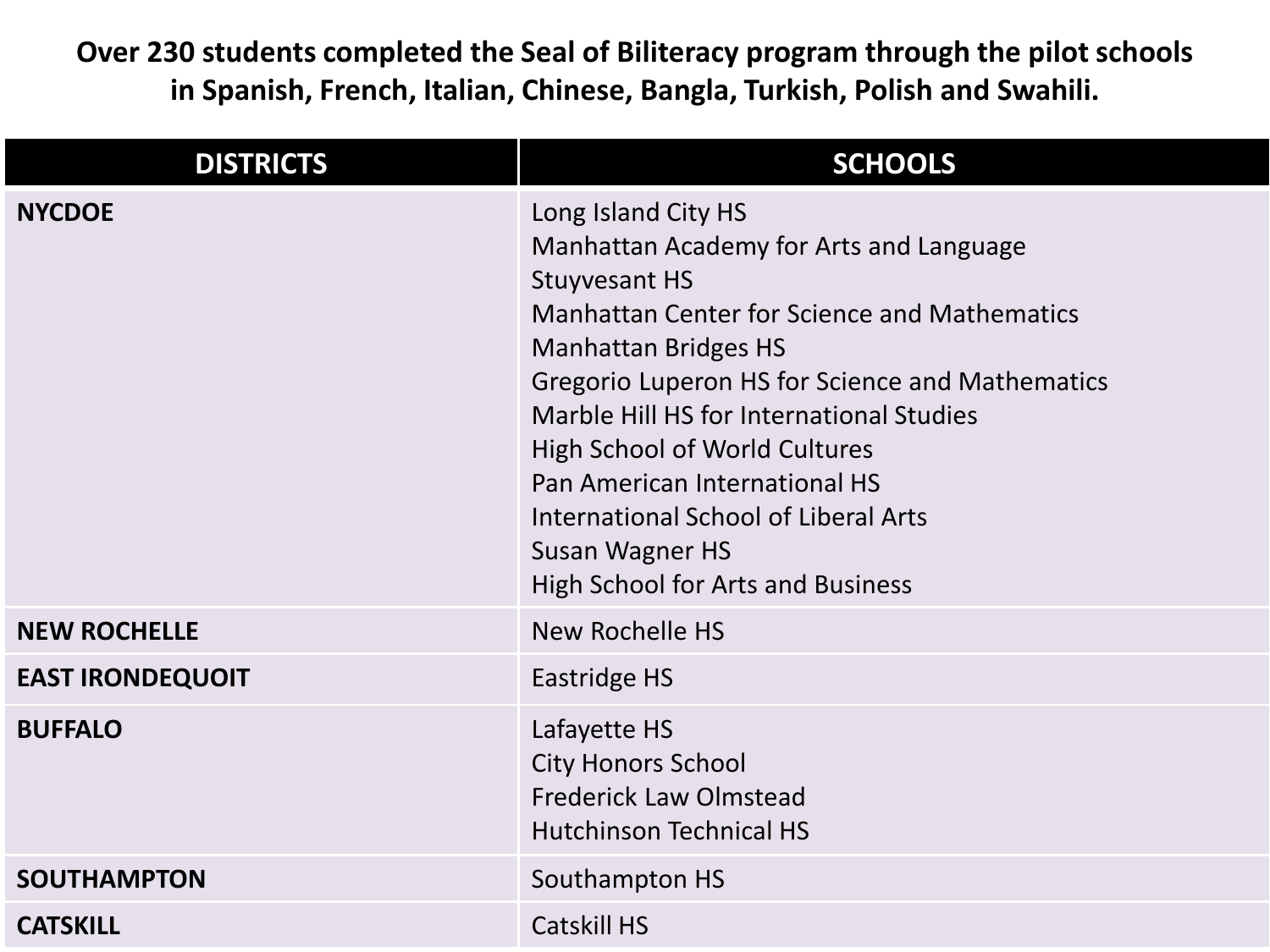**Over 230 students completed the Seal of Biliteracy program through the pilot schools in Spanish, French, Italian, Chinese, Bangla, Turkish, Polish and Swahili.**

| DISTRICTS | SCHOOLS |
|---|---|
| **NYCDOE** | Long Island City HS<br>Manhattan Academy for Arts and Language<br>Stuyvesant HS<br>Manhattan Center for Science and Mathematics<br>Manhattan Bridges HS<br>Gregorio Luperon HS for Science and Mathematics<br>Marble Hill HS for International Studies<br>High School of World Cultures<br>Pan American International HS<br>International School of Liberal Arts<br>Susan Wagner HS<br>High School for Arts and Business |
| **NEW ROCHELLE** | New Rochelle HS |
| **EAST IRONDEQUOIT** | Eastridge HS |
| **BUFFALO** | Lafayette HS<br>City Honors School<br>Frederick Law Olmstead<br>Hutchinson Technical HS |
| **SOUTHAMPTON** | Southampton HS |
| **CATSKILL** | Catskill HS |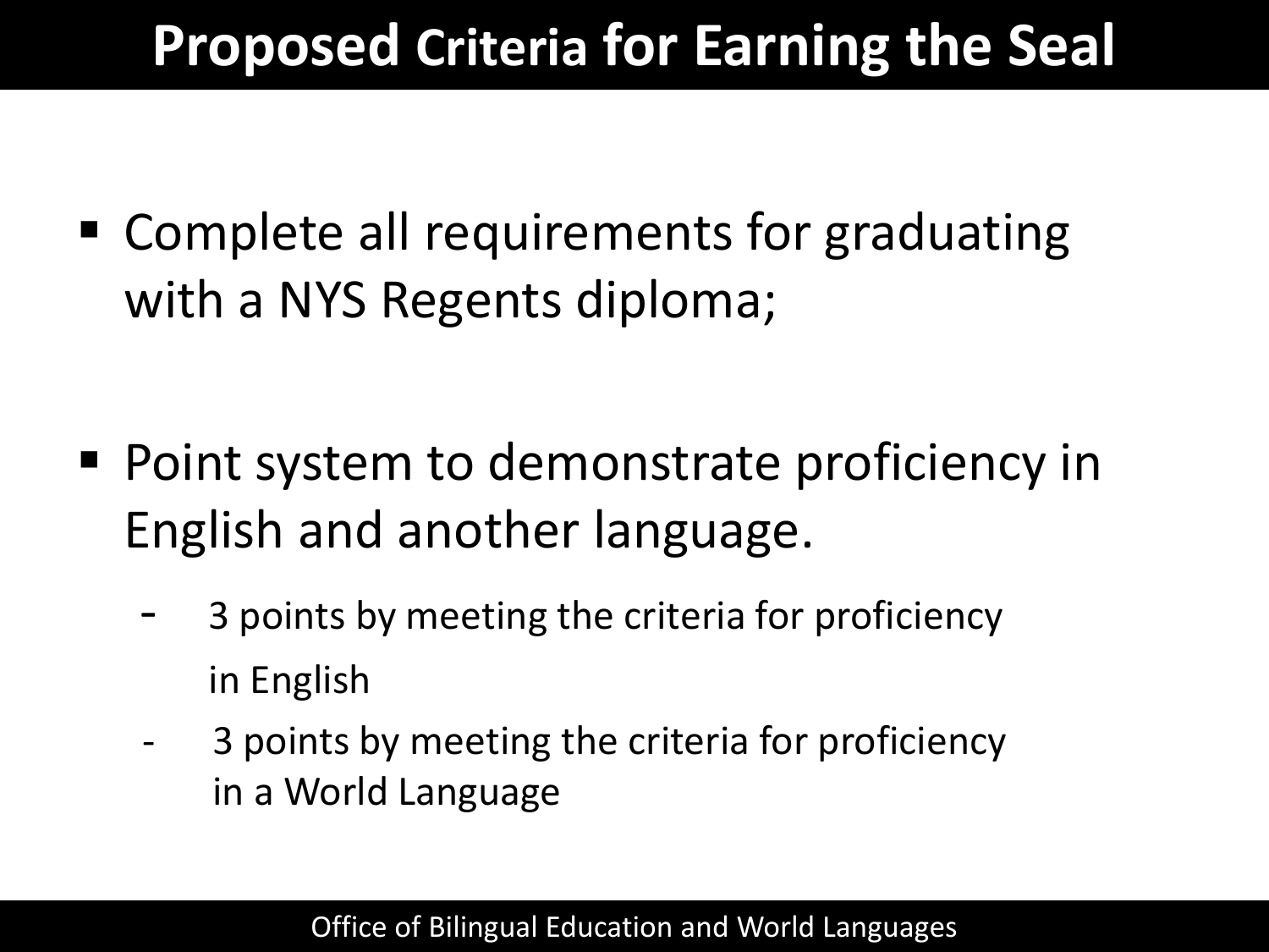# Proposed Criteria for Earning the Seal

- Complete all requirements for graduating with a NYS Regents diploma;

- Point system to demonstrate proficiency in English and another language.
  - 3 points by meeting the criteria for proficiency in English
  - 3 points by meeting the criteria for proficiency in a World Language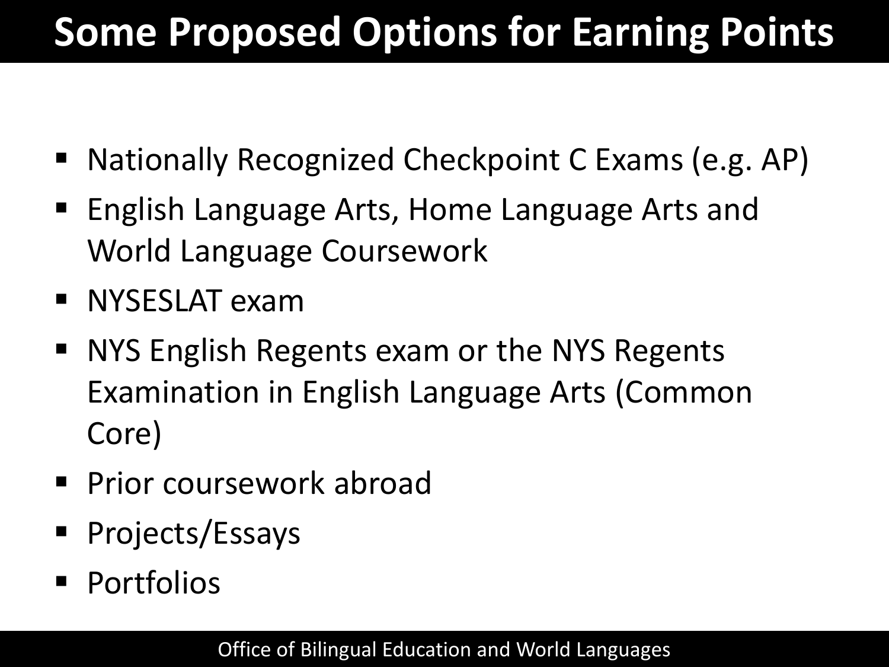# Some Proposed Options for Earning Points

- Nationally Recognized Checkpoint C Exams (e.g. AP)
- English Language Arts, Home Language Arts and World Language Coursework
- NYSESLAT exam
- NYS English Regents exam or the NYS Regents Examination in English Language Arts (Common Core)
- Prior coursework abroad
- Projects/Essays
- Portfolios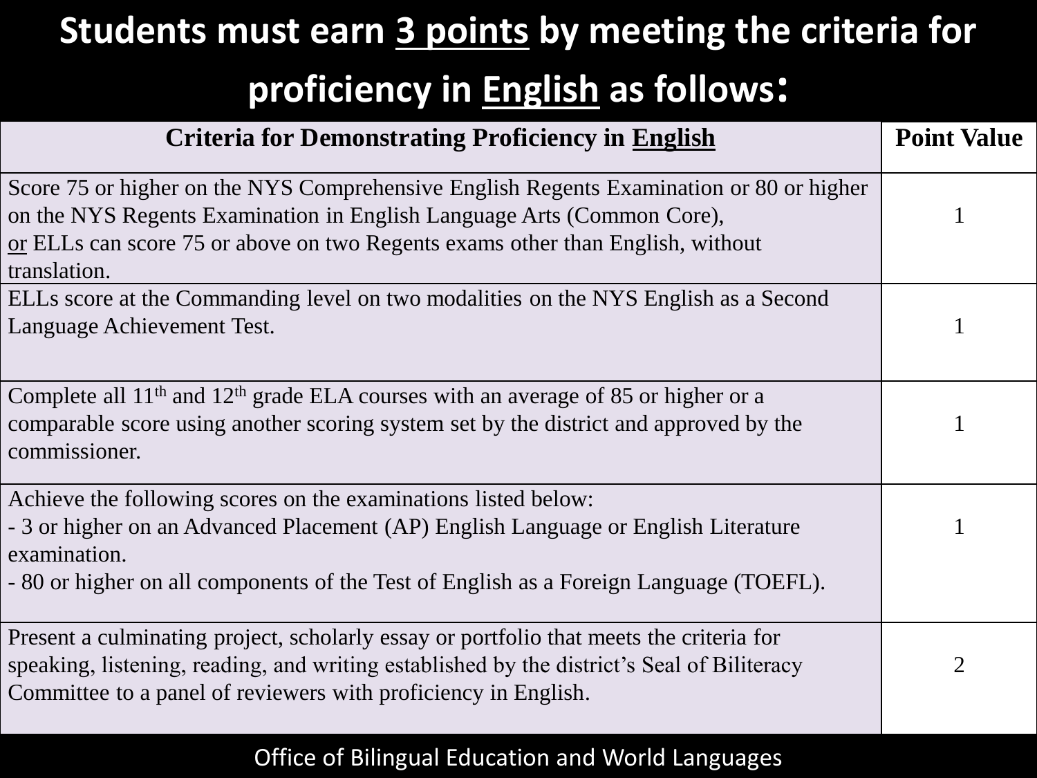# Students must earn 3 points by meeting the criteria for proficiency in English as follows:

| Criteria for Demonstrating Proficiency in English | Point Value |
|---|---|
| Score 75 or higher on the NYS Comprehensive English Regents Examination or 80 or higher on the NYS Regents Examination in English Language Arts (Common Core), or ELLs can score 75 or above on two Regents exams other than English, without translation. | 1 |
| ELLs score at the Commanding level on two modalities on the NYS English as a Second Language Achievement Test. | 1 |
| Complete all 11th and 12th grade ELA courses with an average of 85 or higher or a comparable score using another scoring system set by the district and approved by the commissioner. | 1 |
| Achieve the following scores on the examinations listed below: - 3 or higher on an Advanced Placement (AP) English Language or English Literature examination. - 80 or higher on all components of the Test of English as a Foreign Language (TOEFL). | 1 |
| Present a culminating project, scholarly essay or portfolio that meets the criteria for speaking, listening, reading, and writing established by the district's Seal of Biliteracy Committee to a panel of reviewers with proficiency in English. | 2 |

Office of Bilingual Education and World Languages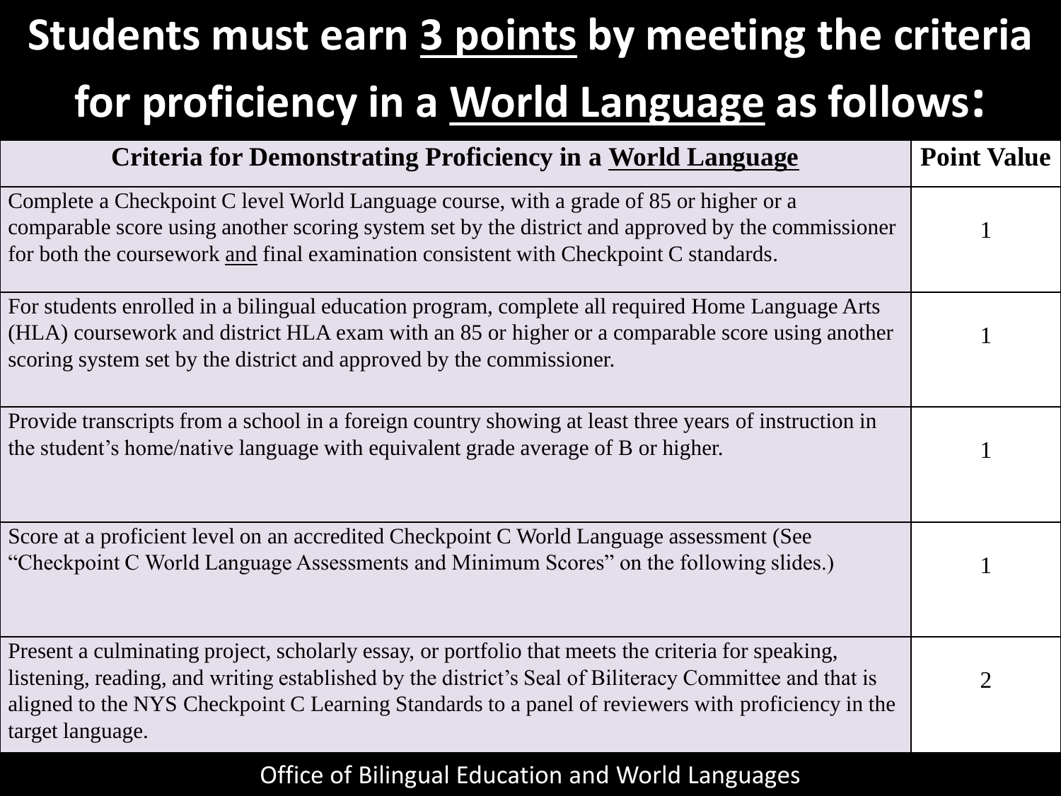# Students must earn <u>3 points</u> by meeting the criteria for proficiency in a <u>World Language</u> as follows:

| Criteria for Demonstrating Proficiency in a World Language | Point Value |
|---|---|
| Complete a Checkpoint C level World Language course, with a grade of 85 or higher or a comparable score using another scoring system set by the district and approved by the commissioner for both the coursework and final examination consistent with Checkpoint C standards. | 1 |
| For students enrolled in a bilingual education program, complete all required Home Language Arts (HLA) coursework and district HLA exam with an 85 or higher or a comparable score using another scoring system set by the district and approved by the commissioner. | 1 |
| Provide transcripts from a school in a foreign country showing at least three years of instruction in the student's home/native language with equivalent grade average of B or higher. | 1 |
| Score at a proficient level on an accredited Checkpoint C World Language assessment (See "Checkpoint C World Language Assessments and Minimum Scores" on the following slides.) | 1 |
| Present a culminating project, scholarly essay, or portfolio that meets the criteria for speaking, listening, reading, and writing established by the district's Seal of Biliteracy Committee and that is aligned to the NYS Checkpoint C Learning Standards to a panel of reviewers with proficiency in the target language. | 2 |

Office of Bilingual Education and World Languages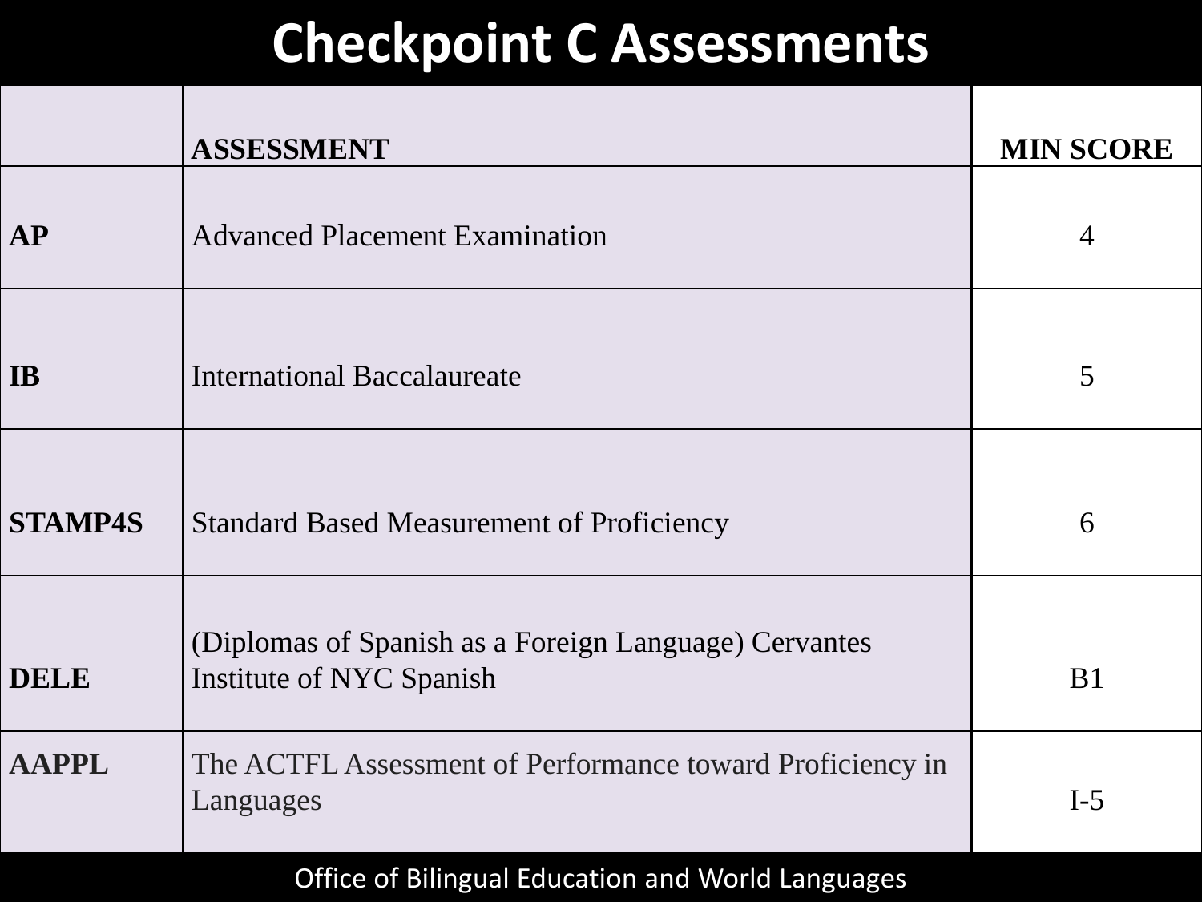# Checkpoint C Assessments

| | ASSESSMENT | MIN SCORE |
|---|---|---|
| **AP** | Advanced Placement Examination | 4 |
| **IB** | International Baccalaureate | 5 |
| **STAMP4S** | Standard Based Measurement of Proficiency | 6 |
| **DELE** | (Diplomas of Spanish as a Foreign Language) Cervantes Institute of NYC Spanish | B1 |
| **AAPPL** | The ACTFL Assessment of Performance toward Proficiency in Languages | I-5 |

Office of Bilingual Education and World Languages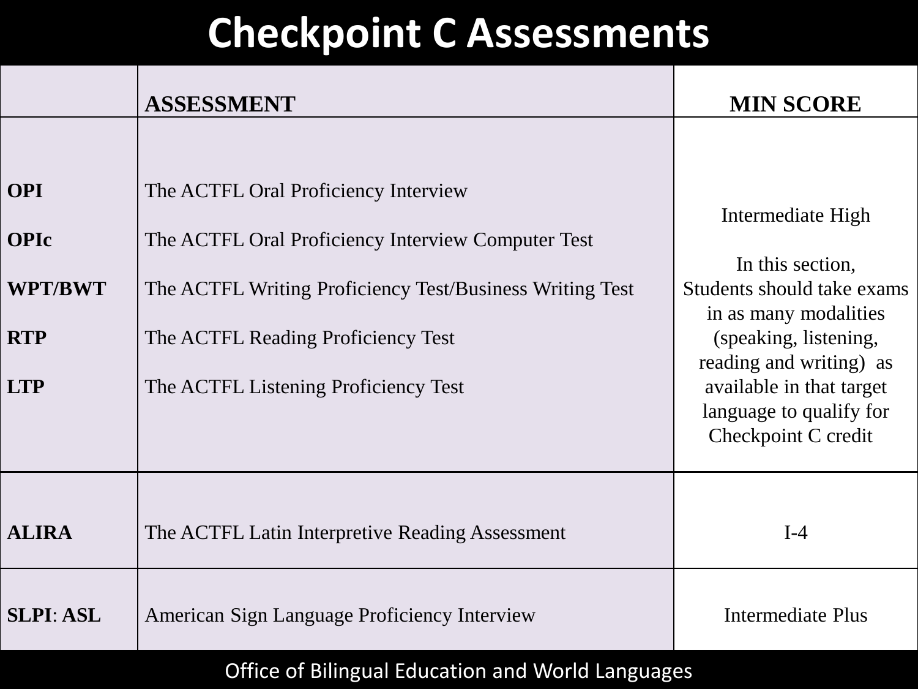# Checkpoint C Assessments

| | ASSESSMENT | MIN SCORE |
|---|---|---|
| **OPI**<br>**OPIc**<br>**WPT/BWT**<br>**RTP**<br>**LTP** | The ACTFL Oral Proficiency Interview<br>The ACTFL Oral Proficiency Interview Computer Test<br>The ACTFL Writing Proficiency Test/Business Writing Test<br>The ACTFL Reading Proficiency Test<br>The ACTFL Listening Proficiency Test | Intermediate High<br><br>In this section, Students should take exams in as many modalities (speaking, listening, reading and writing) as available in that target language to qualify for Checkpoint C credit |
| **ALIRA** | The ACTFL Latin Interpretive Reading Assessment | I-4 |
| **SLPI**: **ASL** | American Sign Language Proficiency Interview | Intermediate Plus |

Office of Bilingual Education and World Languages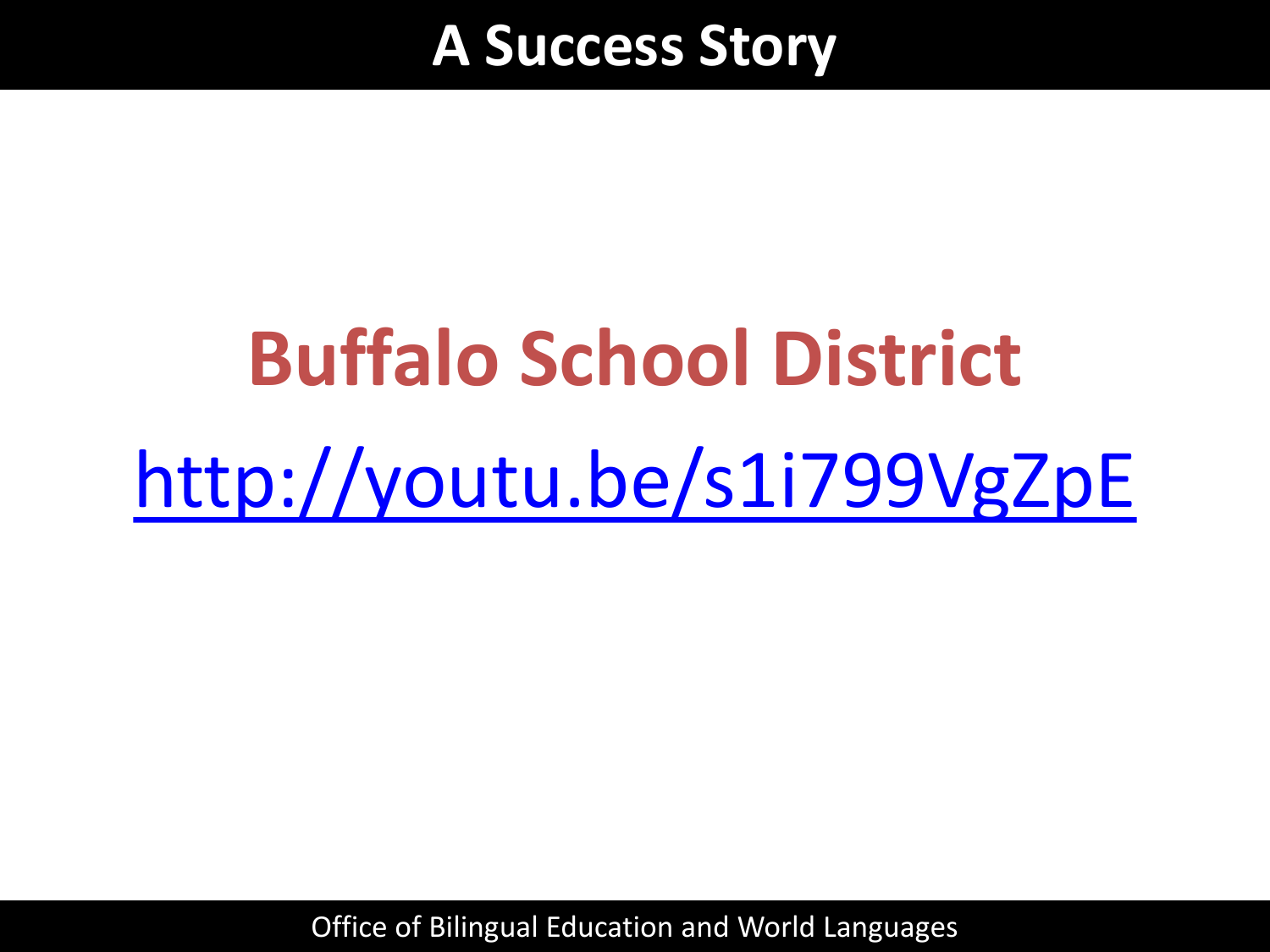# A Success Story

## Buffalo School District

[http://youtu.be/s1i799VgZpE](http://youtu.be/s1i799VgZpE)

Office of Bilingual Education and World Languages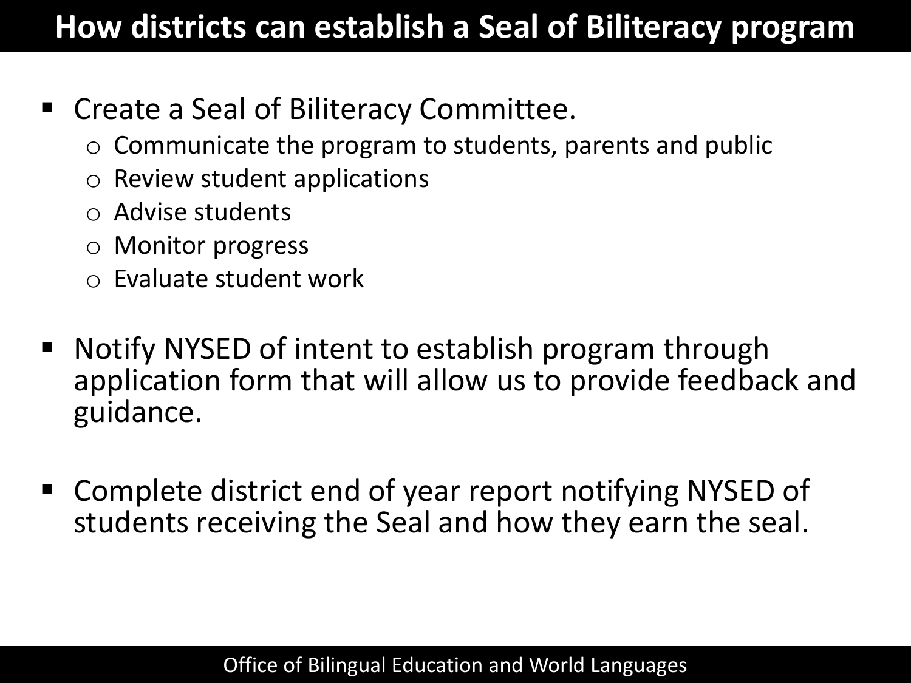# How districts can establish a Seal of Biliteracy program

- Create a Seal of Biliteracy Committee.
  - Communicate the program to students, parents and public
  - Review student applications
  - Advise students
  - Monitor progress
  - Evaluate student work

- Notify NYSED of intent to establish program through application form that will allow us to provide feedback and guidance.

- Complete district end of year report notifying NYSED of students receiving the Seal and how they earn the seal.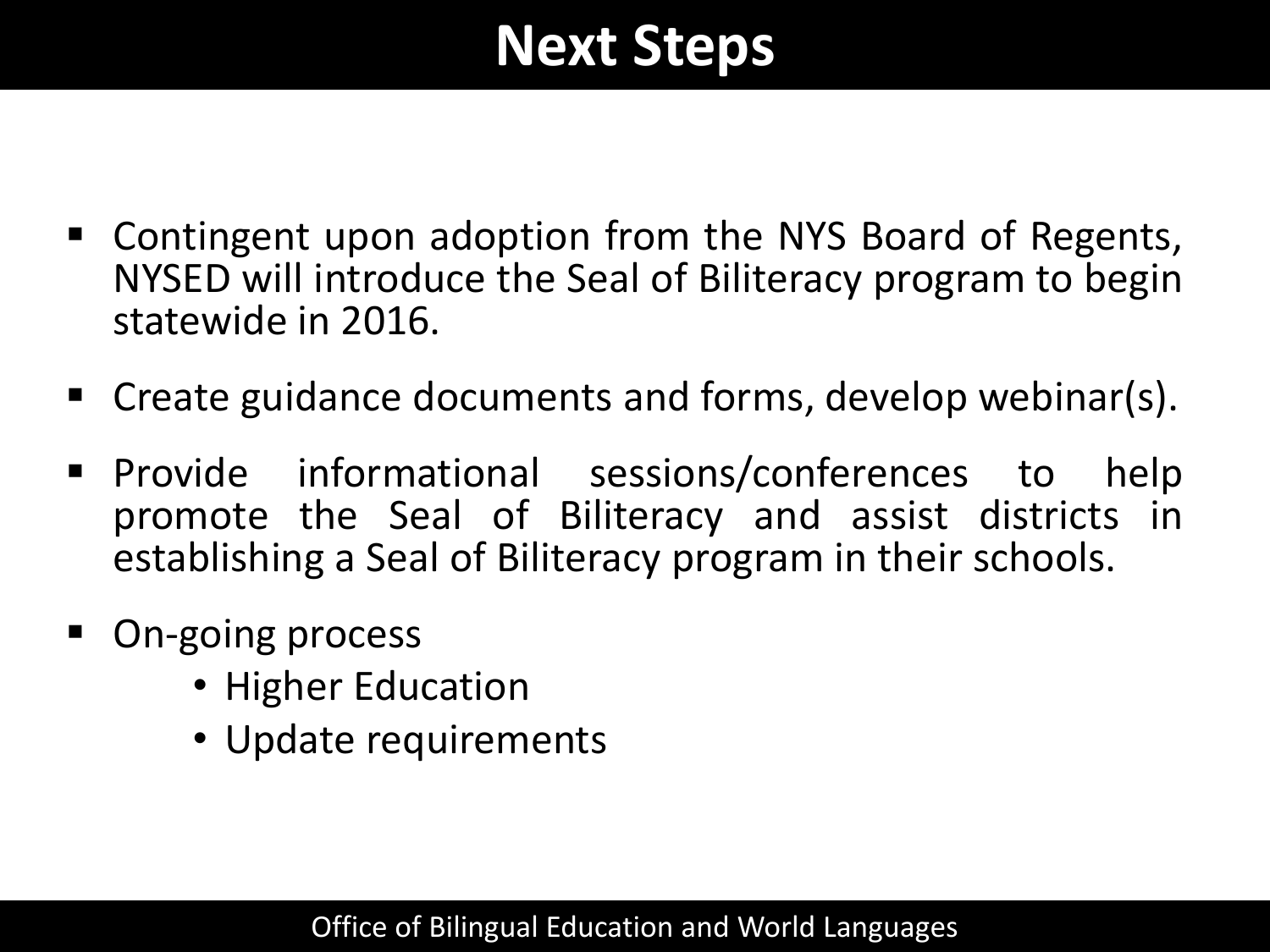# Next Steps

- Contingent upon adoption from the NYS Board of Regents, NYSED will introduce the Seal of Biliteracy program to begin statewide in 2016.
- Create guidance documents and forms, develop webinar(s).
- Provide informational sessions/conferences to help promote the Seal of Biliteracy and assist districts in establishing a Seal of Biliteracy program in their schools.
- On-going process
  - Higher Education
  - Update requirements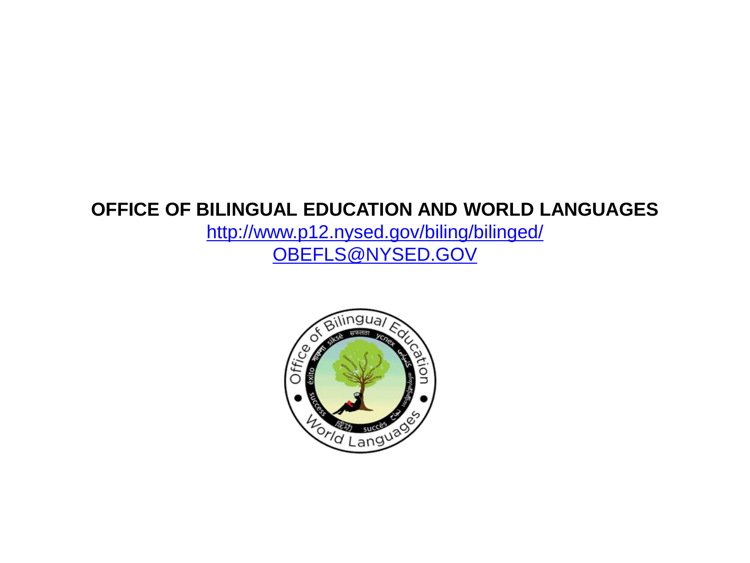**OFFICE OF BILINGUAL EDUCATION AND WORLD LANGUAGES**

http://www.p12.nysed.gov/biling/bilinged/

OBEFLS@NYSED.GOV